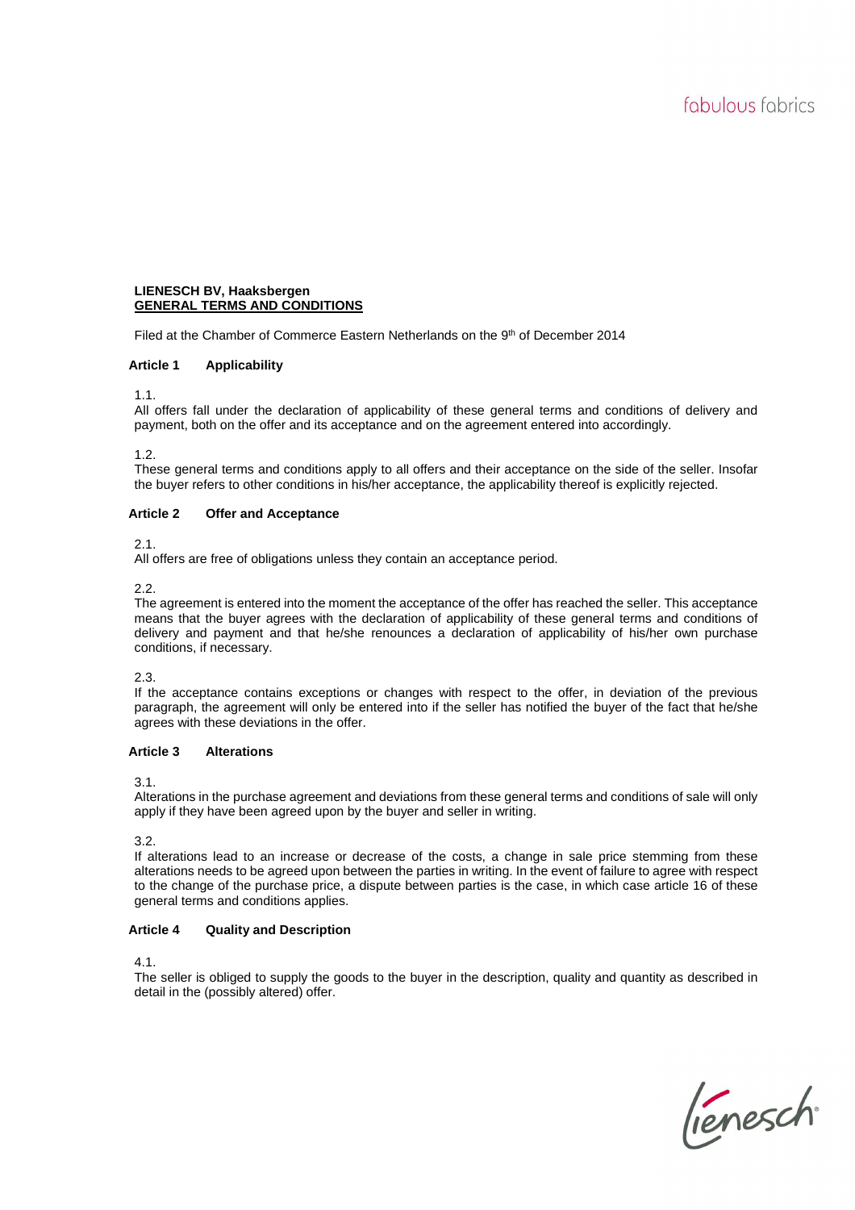**LIENESCH BV, Haaksbergen**
**GENERAL TERMS AND CONDITIONS**

Filed at the Chamber of Commerce Eastern Netherlands on the 9th of December 2014

## Article 1 Applicability

1.1.
All offers fall under the declaration of applicability of these general terms and conditions of delivery and payment, both on the offer and its acceptance and on the agreement entered into accordingly.

1.2.
These general terms and conditions apply to all offers and their acceptance on the side of the seller. Insofar the buyer refers to other conditions in his/her acceptance, the applicability thereof is explicitly rejected.

## Article 2 Offer and Acceptance

2.1.
All offers are free of obligations unless they contain an acceptance period.

2.2.
The agreement is entered into the moment the acceptance of the offer has reached the seller. This acceptance means that the buyer agrees with the declaration of applicability of these general terms and conditions of delivery and payment and that he/she renounces a declaration of applicability of his/her own purchase conditions, if necessary.

2.3.
If the acceptance contains exceptions or changes with respect to the offer, in deviation of the previous paragraph, the agreement will only be entered into if the seller has notified the buyer of the fact that he/she agrees with these deviations in the offer.

## Article 3 Alterations

3.1.
Alterations in the purchase agreement and deviations from these general terms and conditions of sale will only apply if they have been agreed upon by the buyer and seller in writing.

3.2.
If alterations lead to an increase or decrease of the costs, a change in sale price stemming from these alterations needs to be agreed upon between the parties in writing. In the event of failure to agree with respect to the change of the purchase price, a dispute between parties is the case, in which case article 16 of these general terms and conditions applies.

## Article 4 Quality and Description

4.1.
The seller is obliged to supply the goods to the buyer in the description, quality and quantity as described in detail in the (possibly altered) offer.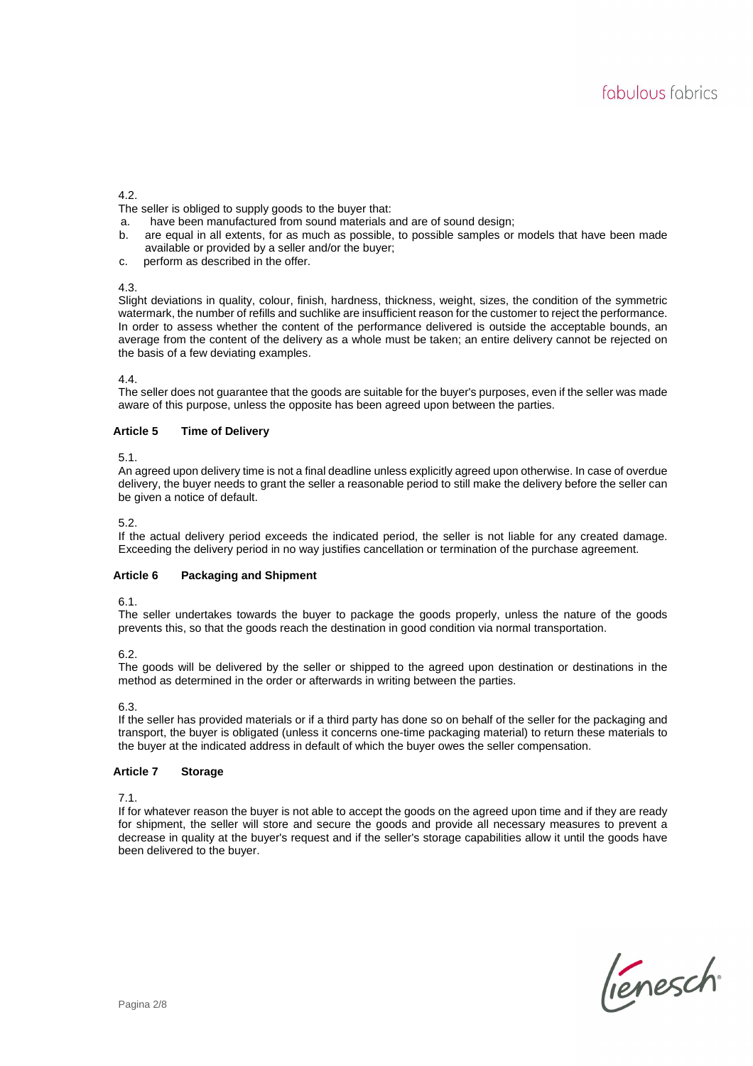4.2.

The seller is obliged to supply goods to the buyer that:

a. have been manufactured from sound materials and are of sound design;
b. are equal in all extents, for as much as possible, to possible samples or models that have been made available or provided by a seller and/or the buyer;
c. perform as described in the offer.

4.3.

Slight deviations in quality, colour, finish, hardness, thickness, weight, sizes, the condition of the symmetric watermark, the number of refills and suchlike are insufficient reason for the customer to reject the performance. In order to assess whether the content of the performance delivered is outside the acceptable bounds, an average from the content of the delivery as a whole must be taken; an entire delivery cannot be rejected on the basis of a few deviating examples.

4.4.

The seller does not guarantee that the goods are suitable for the buyer's purposes, even if the seller was made aware of this purpose, unless the opposite has been agreed upon between the parties.

### Article 5 Time of Delivery

5.1.

An agreed upon delivery time is not a final deadline unless explicitly agreed upon otherwise. In case of overdue delivery, the buyer needs to grant the seller a reasonable period to still make the delivery before the seller can be given a notice of default.

5.2.

If the actual delivery period exceeds the indicated period, the seller is not liable for any created damage. Exceeding the delivery period in no way justifies cancellation or termination of the purchase agreement.

### Article 6 Packaging and Shipment

6.1.

The seller undertakes towards the buyer to package the goods properly, unless the nature of the goods prevents this, so that the goods reach the destination in good condition via normal transportation.

6.2.

The goods will be delivered by the seller or shipped to the agreed upon destination or destinations in the method as determined in the order or afterwards in writing between the parties.

6.3.

If the seller has provided materials or if a third party has done so on behalf of the seller for the packaging and transport, the buyer is obligated (unless it concerns one-time packaging material) to return these materials to the buyer at the indicated address in default of which the buyer owes the seller compensation.

### Article 7 Storage

7.1.

If for whatever reason the buyer is not able to accept the goods on the agreed upon time and if they are ready for shipment, the seller will store and secure the goods and provide all necessary measures to prevent a decrease in quality at the buyer's request and if the seller's storage capabilities allow it until the goods have been delivered to the buyer.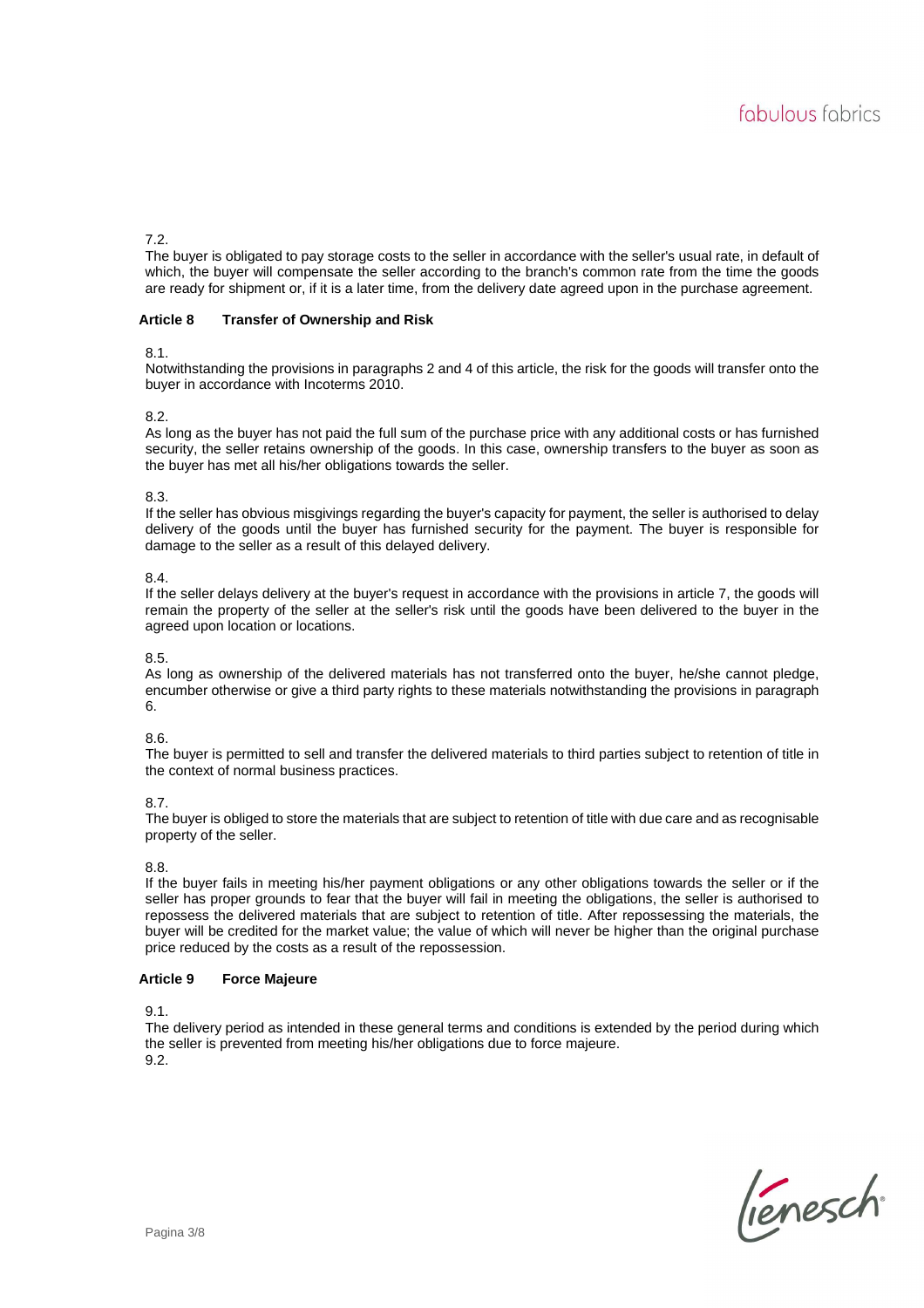7.2.

The buyer is obligated to pay storage costs to the seller in accordance with the seller's usual rate, in default of which, the buyer will compensate the seller according to the branch's common rate from the time the goods are ready for shipment or, if it is a later time, from the delivery date agreed upon in the purchase agreement.

## Article 8 Transfer of Ownership and Risk

8.1.

Notwithstanding the provisions in paragraphs 2 and 4 of this article, the risk for the goods will transfer onto the buyer in accordance with Incoterms 2010.

8.2.

As long as the buyer has not paid the full sum of the purchase price with any additional costs or has furnished security, the seller retains ownership of the goods. In this case, ownership transfers to the buyer as soon as the buyer has met all his/her obligations towards the seller.

8.3.

If the seller has obvious misgivings regarding the buyer's capacity for payment, the seller is authorised to delay delivery of the goods until the buyer has furnished security for the payment. The buyer is responsible for damage to the seller as a result of this delayed delivery.

8.4.

If the seller delays delivery at the buyer's request in accordance with the provisions in article 7, the goods will remain the property of the seller at the seller's risk until the goods have been delivered to the buyer in the agreed upon location or locations.

8.5.

As long as ownership of the delivered materials has not transferred onto the buyer, he/she cannot pledge, encumber otherwise or give a third party rights to these materials notwithstanding the provisions in paragraph 6.

8.6.

The buyer is permitted to sell and transfer the delivered materials to third parties subject to retention of title in the context of normal business practices.

8.7.

The buyer is obliged to store the materials that are subject to retention of title with due care and as recognisable property of the seller.

8.8.

If the buyer fails in meeting his/her payment obligations or any other obligations towards the seller or if the seller has proper grounds to fear that the buyer will fail in meeting the obligations, the seller is authorised to repossess the delivered materials that are subject to retention of title. After repossessing the materials, the buyer will be credited for the market value; the value of which will never be higher than the original purchase price reduced by the costs as a result of the repossession.

## Article 9 Force Majeure

9.1.

The delivery period as intended in these general terms and conditions is extended by the period during which the seller is prevented from meeting his/her obligations due to force majeure.

9.2.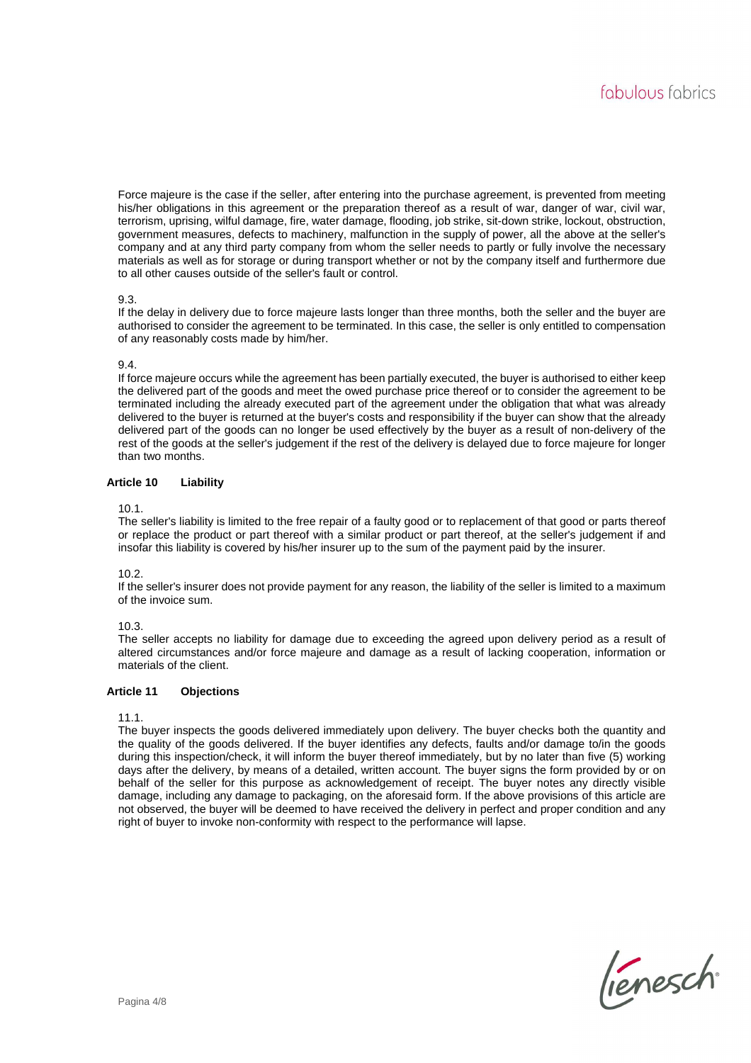Force majeure is the case if the seller, after entering into the purchase agreement, is prevented from meeting his/her obligations in this agreement or the preparation thereof as a result of war, danger of war, civil war, terrorism, uprising, wilful damage, fire, water damage, flooding, job strike, sit-down strike, lockout, obstruction, government measures, defects to machinery, malfunction in the supply of power, all the above at the seller's company and at any third party company from whom the seller needs to partly or fully involve the necessary materials as well as for storage or during transport whether or not by the company itself and furthermore due to all other causes outside of the seller's fault or control.

9.3.
If the delay in delivery due to force majeure lasts longer than three months, both the seller and the buyer are authorised to consider the agreement to be terminated. In this case, the seller is only entitled to compensation of any reasonably costs made by him/her.

9.4.
If force majeure occurs while the agreement has been partially executed, the buyer is authorised to either keep the delivered part of the goods and meet the owed purchase price thereof or to consider the agreement to be terminated including the already executed part of the agreement under the obligation that what was already delivered to the buyer is returned at the buyer's costs and responsibility if the buyer can show that the already delivered part of the goods can no longer be used effectively by the buyer as a result of non-delivery of the rest of the goods at the seller's judgement if the rest of the delivery is delayed due to force majeure for longer than two months.

## Article 10 Liability

10.1.
The seller's liability is limited to the free repair of a faulty good or to replacement of that good or parts thereof or replace the product or part thereof with a similar product or part thereof, at the seller's judgement if and insofar this liability is covered by his/her insurer up to the sum of the payment paid by the insurer.

10.2.
If the seller's insurer does not provide payment for any reason, the liability of the seller is limited to a maximum of the invoice sum.

10.3.
The seller accepts no liability for damage due to exceeding the agreed upon delivery period as a result of altered circumstances and/or force majeure and damage as a result of lacking cooperation, information or materials of the client.

## Article 11 Objections

11.1.
The buyer inspects the goods delivered immediately upon delivery. The buyer checks both the quantity and the quality of the goods delivered. If the buyer identifies any defects, faults and/or damage to/in the goods during this inspection/check, it will inform the buyer thereof immediately, but by no later than five (5) working days after the delivery, by means of a detailed, written account. The buyer signs the form provided by or on behalf of the seller for this purpose as acknowledgement of receipt. The buyer notes any directly visible damage, including any damage to packaging, on the aforesaid form. If the above provisions of this article are not observed, the buyer will be deemed to have received the delivery in perfect and proper condition and any right of buyer to invoke non-conformity with respect to the performance will lapse.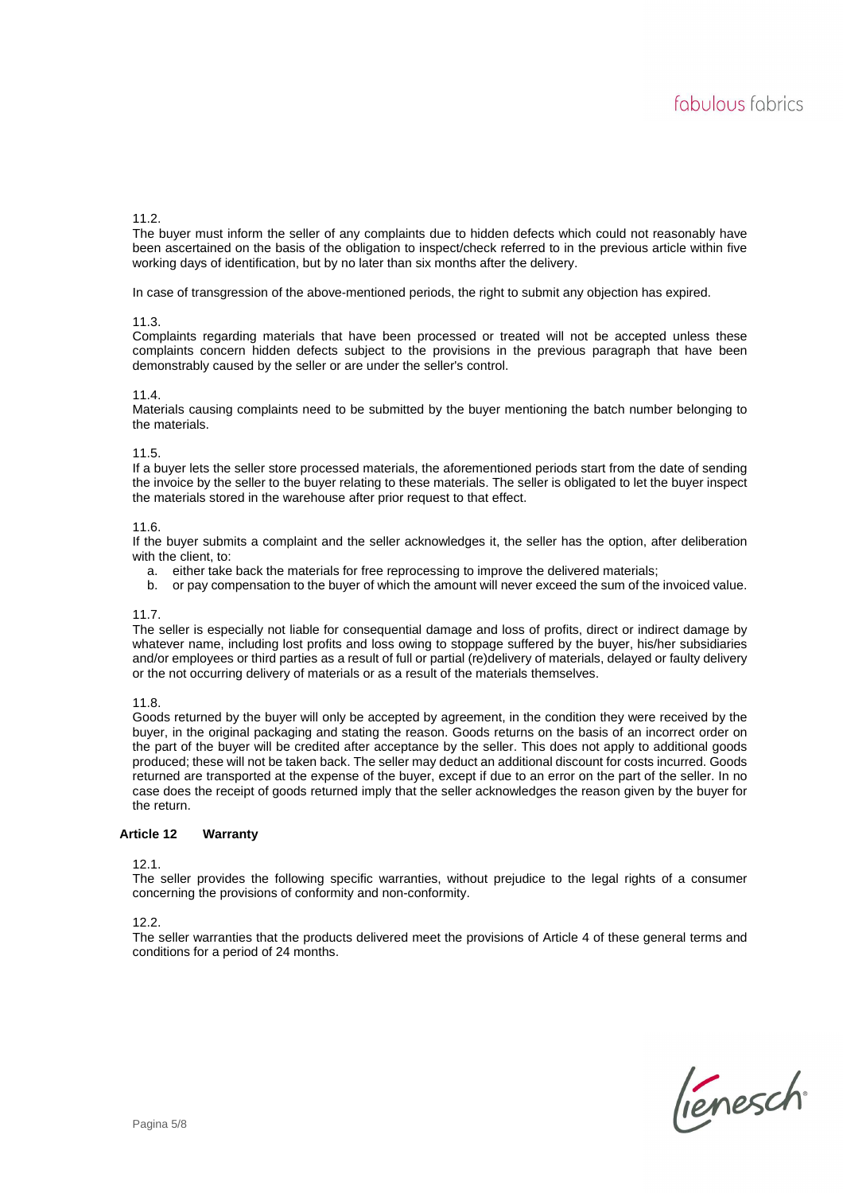11.2.

The buyer must inform the seller of any complaints due to hidden defects which could not reasonably have been ascertained on the basis of the obligation to inspect/check referred to in the previous article within five working days of identification, but by no later than six months after the delivery.

In case of transgression of the above-mentioned periods, the right to submit any objection has expired.

11.3.

Complaints regarding materials that have been processed or treated will not be accepted unless these complaints concern hidden defects subject to the provisions in the previous paragraph that have been demonstrably caused by the seller or are under the seller's control.

11.4.

Materials causing complaints need to be submitted by the buyer mentioning the batch number belonging to the materials.

11.5.

If a buyer lets the seller store processed materials, the aforementioned periods start from the date of sending the invoice by the seller to the buyer relating to these materials. The seller is obligated to let the buyer inspect the materials stored in the warehouse after prior request to that effect.

11.6.

If the buyer submits a complaint and the seller acknowledges it, the seller has the option, after deliberation with the client, to:

a. either take back the materials for free reprocessing to improve the delivered materials;
b. or pay compensation to the buyer of which the amount will never exceed the sum of the invoiced value.

11.7.

The seller is especially not liable for consequential damage and loss of profits, direct or indirect damage by whatever name, including lost profits and loss owing to stoppage suffered by the buyer, his/her subsidiaries and/or employees or third parties as a result of full or partial (re)delivery of materials, delayed or faulty delivery or the not occurring delivery of materials or as a result of the materials themselves.

11.8.

Goods returned by the buyer will only be accepted by agreement, in the condition they were received by the buyer, in the original packaging and stating the reason. Goods returns on the basis of an incorrect order on the part of the buyer will be credited after acceptance by the seller. This does not apply to additional goods produced; these will not be taken back. The seller may deduct an additional discount for costs incurred. Goods returned are transported at the expense of the buyer, except if due to an error on the part of the seller. In no case does the receipt of goods returned imply that the seller acknowledges the reason given by the buyer for the return.

## Article 12 Warranty

12.1.

The seller provides the following specific warranties, without prejudice to the legal rights of a consumer concerning the provisions of conformity and non-conformity.

12.2.

The seller warranties that the products delivered meet the provisions of Article 4 of these general terms and conditions for a period of 24 months.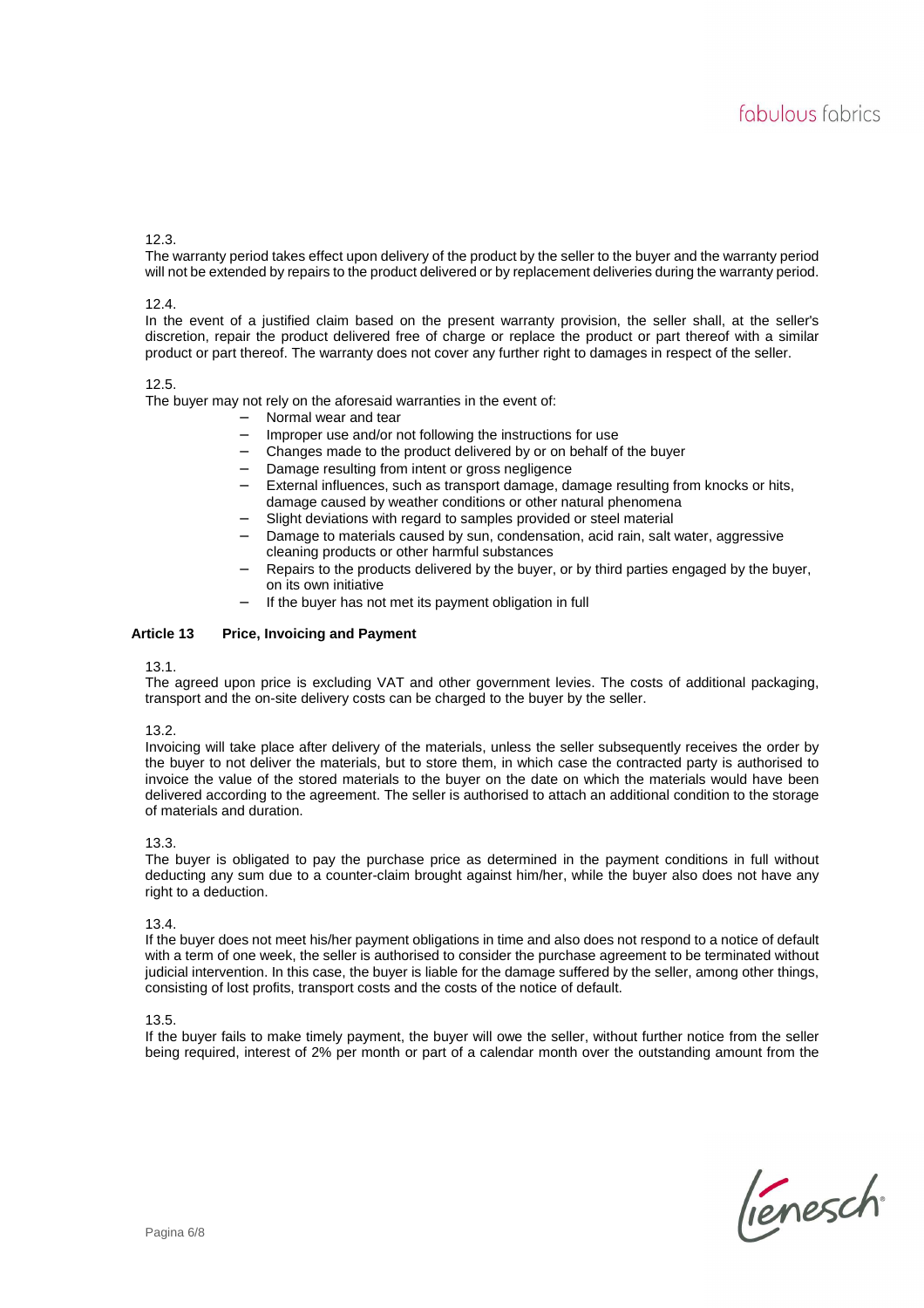12.3.

The warranty period takes effect upon delivery of the product by the seller to the buyer and the warranty period will not be extended by repairs to the product delivered or by replacement deliveries during the warranty period.

12.4.

In the event of a justified claim based on the present warranty provision, the seller shall, at the seller's discretion, repair the product delivered free of charge or replace the product or part thereof with a similar product or part thereof. The warranty does not cover any further right to damages in respect of the seller.

12.5.

The buyer may not rely on the aforesaid warranties in the event of:

- Normal wear and tear
- Improper use and/or not following the instructions for use
- Changes made to the product delivered by or on behalf of the buyer
- Damage resulting from intent or gross negligence
- External influences, such as transport damage, damage resulting from knocks or hits, damage caused by weather conditions or other natural phenomena
- Slight deviations with regard to samples provided or steel material
- Damage to materials caused by sun, condensation, acid rain, salt water, aggressive cleaning products or other harmful substances
- Repairs to the products delivered by the buyer, or by third parties engaged by the buyer, on its own initiative
- If the buyer has not met its payment obligation in full

## Article 13 Price, Invoicing and Payment

13.1.

The agreed upon price is excluding VAT and other government levies. The costs of additional packaging, transport and the on-site delivery costs can be charged to the buyer by the seller.

13.2.

Invoicing will take place after delivery of the materials, unless the seller subsequently receives the order by the buyer to not deliver the materials, but to store them, in which case the contracted party is authorised to invoice the value of the stored materials to the buyer on the date on which the materials would have been delivered according to the agreement. The seller is authorised to attach an additional condition to the storage of materials and duration.

13.3.

The buyer is obligated to pay the purchase price as determined in the payment conditions in full without deducting any sum due to a counter-claim brought against him/her, while the buyer also does not have any right to a deduction.

13.4.

If the buyer does not meet his/her payment obligations in time and also does not respond to a notice of default with a term of one week, the seller is authorised to consider the purchase agreement to be terminated without judicial intervention. In this case, the buyer is liable for the damage suffered by the seller, among other things, consisting of lost profits, transport costs and the costs of the notice of default.

13.5.

If the buyer fails to make timely payment, the buyer will owe the seller, without further notice from the seller being required, interest of 2% per month or part of a calendar month over the outstanding amount from the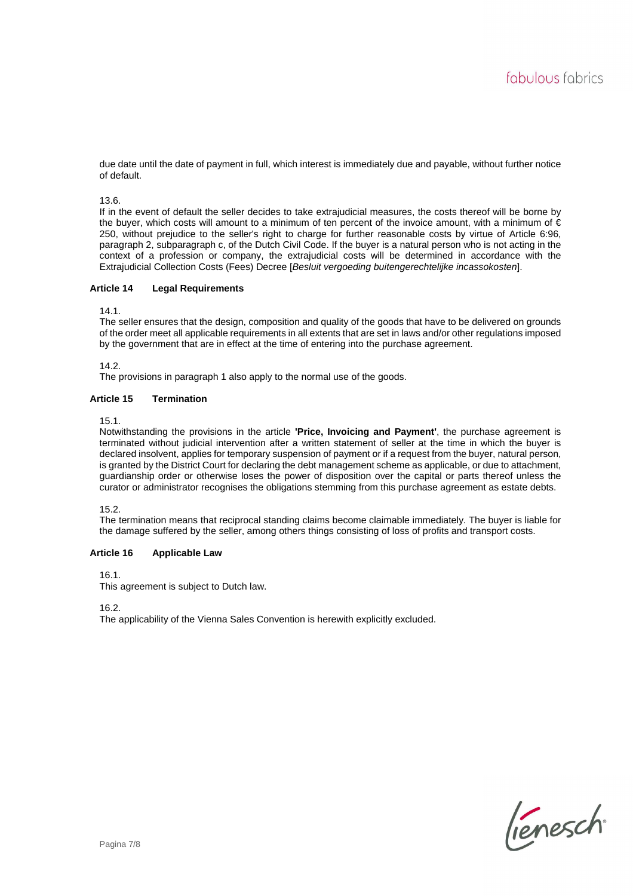due date until the date of payment in full, which interest is immediately due and payable, without further notice of default.

13.6.
If in the event of default the seller decides to take extrajudicial measures, the costs thereof will be borne by the buyer, which costs will amount to a minimum of ten percent of the invoice amount, with a minimum of € 250, without prejudice to the seller's right to charge for further reasonable costs by virtue of Article 6:96, paragraph 2, subparagraph c, of the Dutch Civil Code. If the buyer is a natural person who is not acting in the context of a profession or company, the extrajudicial costs will be determined in accordance with the Extrajudicial Collection Costs (Fees) Decree [*Besluit vergoeding buitengerechtelijke incassokosten*].

**Article 14 Legal Requirements**

14.1.
The seller ensures that the design, composition and quality of the goods that have to be delivered on grounds of the order meet all applicable requirements in all extents that are set in laws and/or other regulations imposed by the government that are in effect at the time of entering into the purchase agreement.

14.2.
The provisions in paragraph 1 also apply to the normal use of the goods.

**Article 15 Termination**

15.1.
Notwithstanding the provisions in the article **'Price, Invoicing and Payment'**, the purchase agreement is terminated without judicial intervention after a written statement of seller at the time in which the buyer is declared insolvent, applies for temporary suspension of payment or if a request from the buyer, natural person, is granted by the District Court for declaring the debt management scheme as applicable, or due to attachment, guardianship order or otherwise loses the power of disposition over the capital or parts thereof unless the curator or administrator recognises the obligations stemming from this purchase agreement as estate debts.

15.2.
The termination means that reciprocal standing claims become claimable immediately. The buyer is liable for the damage suffered by the seller, among others things consisting of loss of profits and transport costs.

**Article 16 Applicable Law**

16.1.
This agreement is subject to Dutch law.

16.2.
The applicability of the Vienna Sales Convention is herewith explicitly excluded.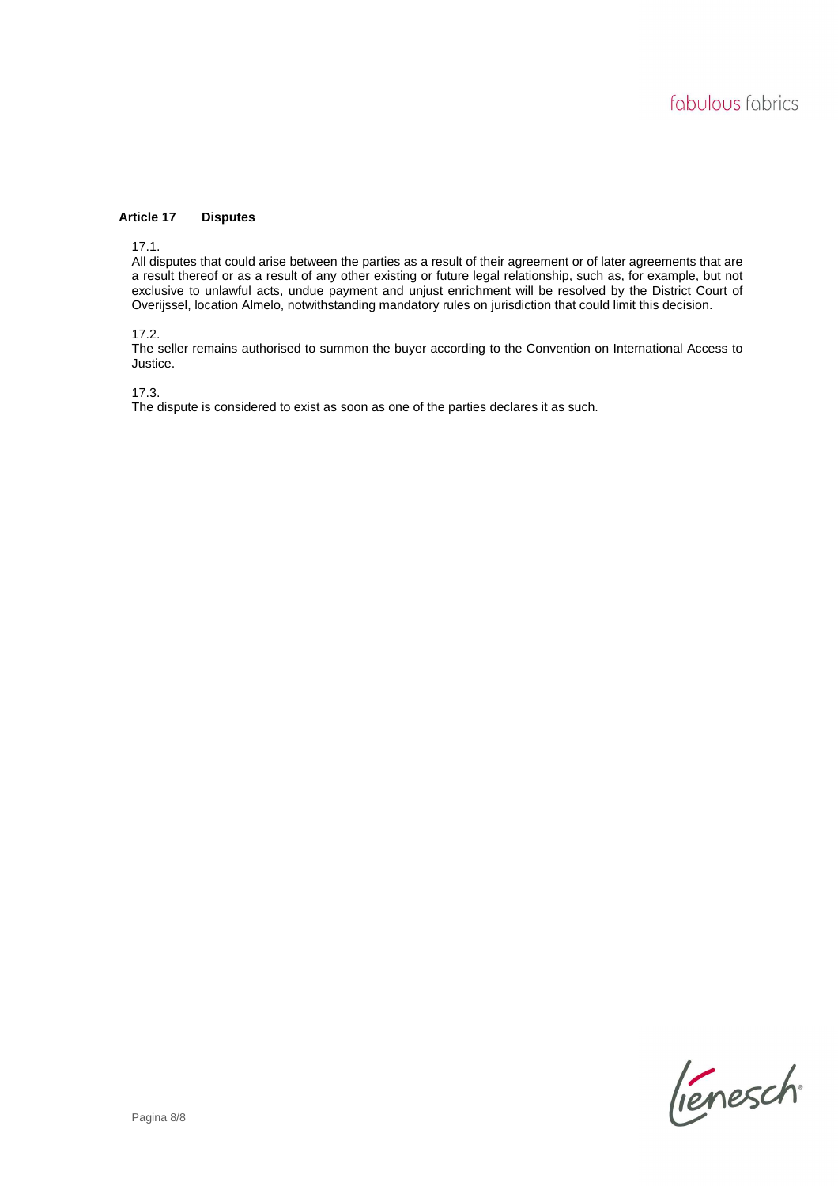## Article 17 Disputes

17.1.
All disputes that could arise between the parties as a result of their agreement or of later agreements that are a result thereof or as a result of any other existing or future legal relationship, such as, for example, but not exclusive to unlawful acts, undue payment and unjust enrichment will be resolved by the District Court of Overijssel, location Almelo, notwithstanding mandatory rules on jurisdiction that could limit this decision.

17.2.
The seller remains authorised to summon the buyer according to the Convention on International Access to Justice.

17.3.
The dispute is considered to exist as soon as one of the parties declares it as such.